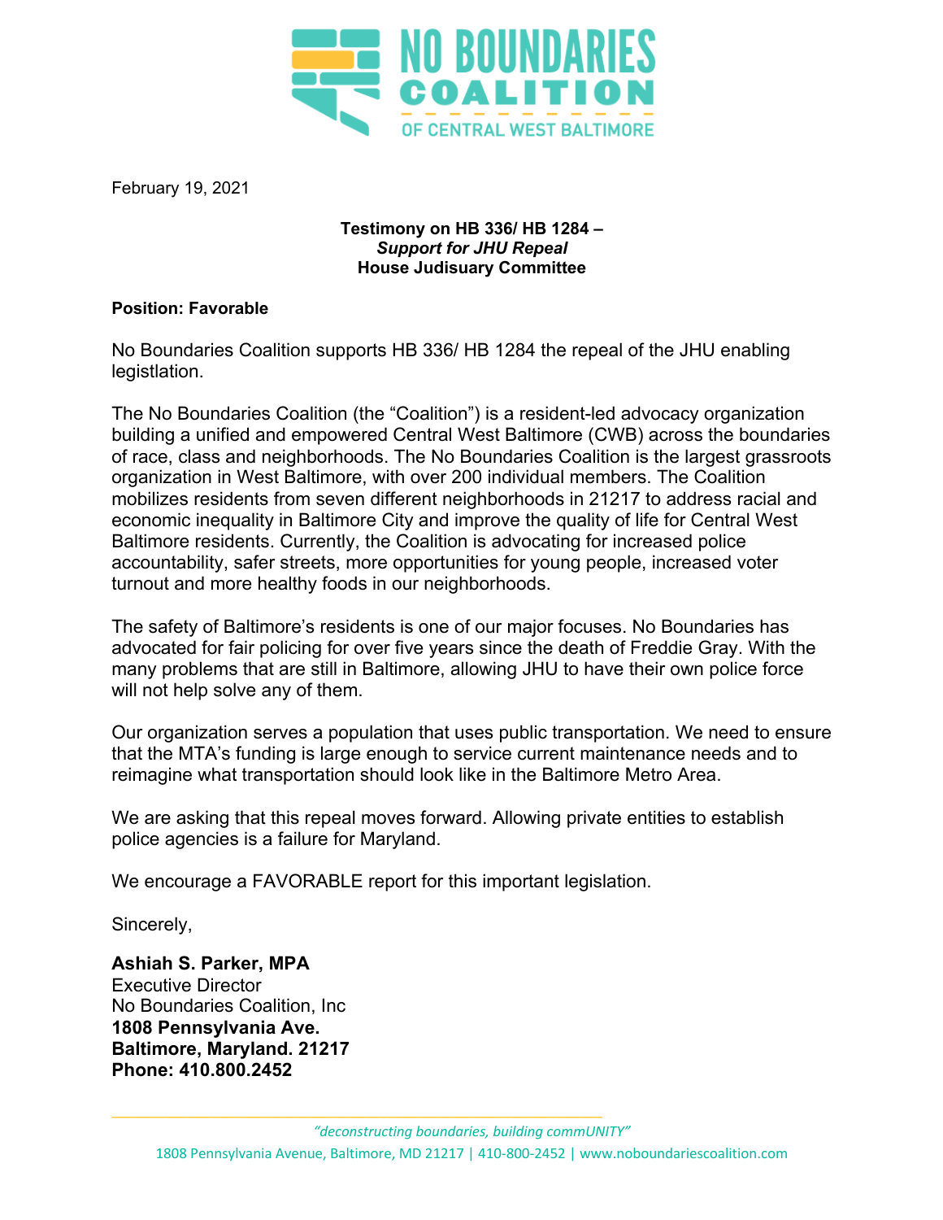# NO BOUNDARIES COALITION
OF CENTRAL WEST BALTIMORE

February 19, 2021

**Testimony on HB 336/ HB 1284 –**
***Support for JHU Repeal***
**House Judisuary Committee**

**Position: Favorable**

No Boundaries Coalition supports HB 336/ HB 1284 the repeal of the JHU enabling legistlation.

The No Boundaries Coalition (the "Coalition") is a resident-led advocacy organization building a unified and empowered Central West Baltimore (CWB) across the boundaries of race, class and neighborhoods. The No Boundaries Coalition is the largest grassroots organization in West Baltimore, with over 200 individual members. The Coalition mobilizes residents from seven different neighborhoods in 21217 to address racial and economic inequality in Baltimore City and improve the quality of life for Central West Baltimore residents. Currently, the Coalition is advocating for increased police accountability, safer streets, more opportunities for young people, increased voter turnout and more healthy foods in our neighborhoods.

The safety of Baltimore's residents is one of our major focuses. No Boundaries has advocated for fair policing for over five years since the death of Freddie Gray. With the many problems that are still in Baltimore, allowing JHU to have their own police force will not help solve any of them.

Our organization serves a population that uses public transportation. We need to ensure that the MTA's funding is large enough to service current maintenance needs and to reimagine what transportation should look like in the Baltimore Metro Area.

We are asking that this repeal moves forward. Allowing private entities to establish police agencies is a failure for Maryland.

We encourage a FAVORABLE report for this important legislation.

Sincerely,

**Ashiah S. Parker, MPA**
Executive Director
No Boundaries Coalition, Inc
**1808 Pennsylvania Ave.**
**Baltimore, Maryland. 21217**
**Phone: 410.800.2452**

*"deconstructing boundaries, building commUNITY"*

1808 Pennsylvania Avenue, Baltimore, MD 21217 | 410-800-2452 | www.noboundariescoalition.com